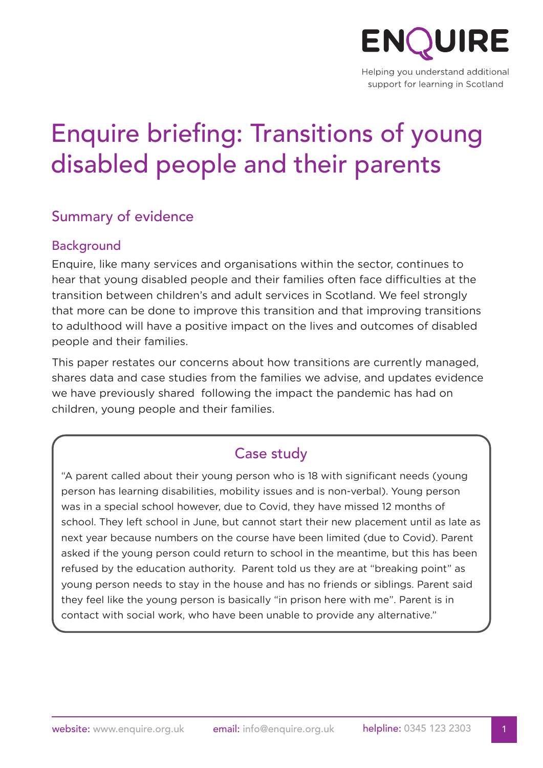ENQUIRE

Helping you understand additional support for learning in Scotland

# Enquire briefing: Transitions of young disabled people and their parents

## Summary of evidence

### Background

Enquire, like many services and organisations within the sector, continues to hear that young disabled people and their families often face difficulties at the transition between children's and adult services in Scotland. We feel strongly that more can be done to improve this transition and that improving transitions to adulthood will have a positive impact on the lives and outcomes of disabled people and their families.

This paper restates our concerns about how transitions are currently managed, shares data and case studies from the families we advise, and updates evidence we have previously shared following the impact the pandemic has had on children, young people and their families.

### Case study

"A parent called about their young person who is 18 with significant needs (young person has learning disabilities, mobility issues and is non-verbal). Young person was in a special school however, due to Covid, they have missed 12 months of school. They left school in June, but cannot start their new placement until as late as next year because numbers on the course have been limited (due to Covid). Parent asked if the young person could return to school in the meantime, but this has been refused by the education authority. Parent told us they are at "breaking point" as young person needs to stay in the house and has no friends or siblings. Parent said they feel like the young person is basically "in prison here with me". Parent is in contact with social work, who have been unable to provide any alternative."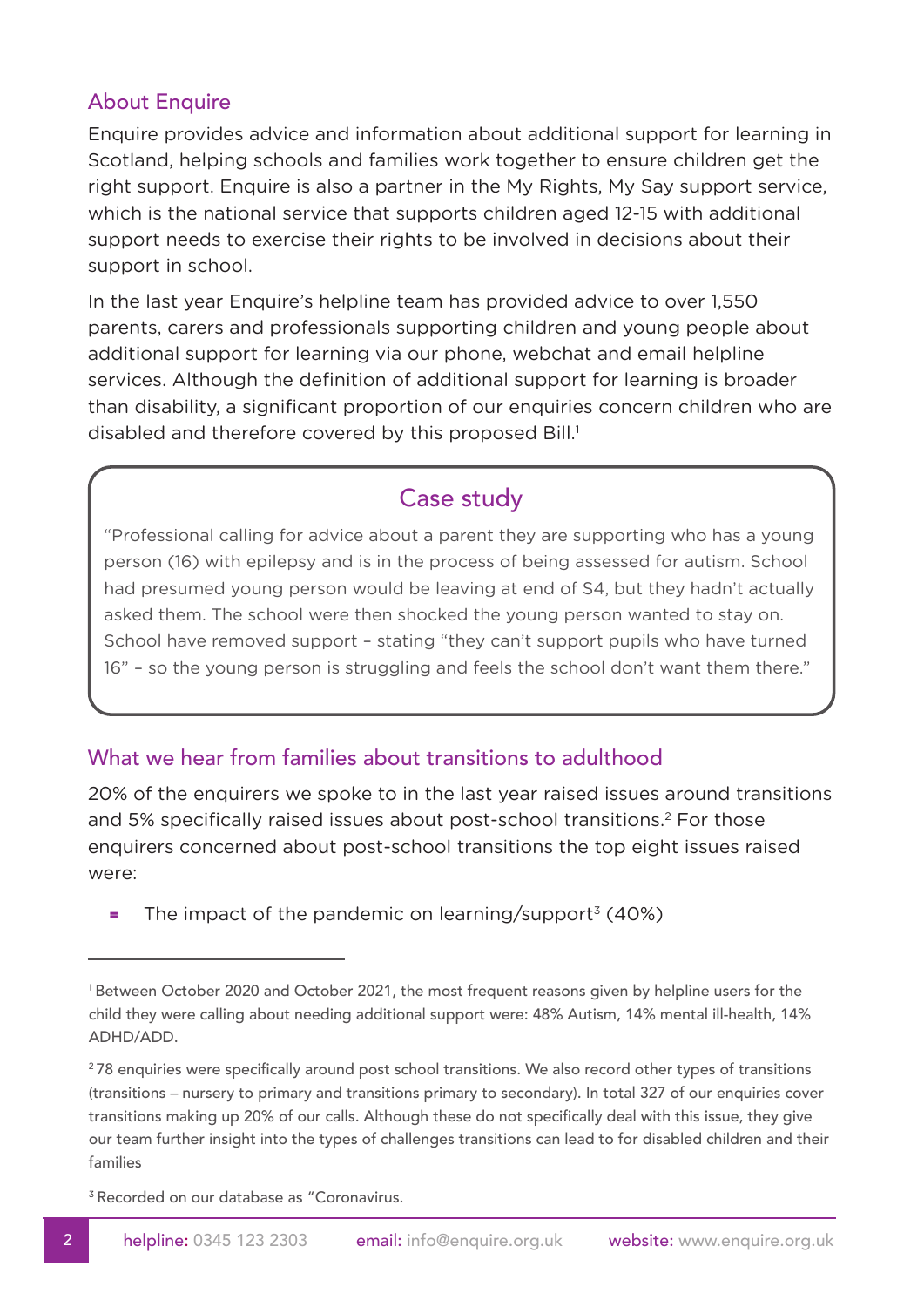## About Enquire

Enquire provides advice and information about additional support for learning in Scotland, helping schools and families work together to ensure children get the right support. Enquire is also a partner in the My Rights, My Say support service, which is the national service that supports children aged 12-15 with additional support needs to exercise their rights to be involved in decisions about their support in school.

In the last year Enquire's helpline team has provided advice to over 1,550 parents, carers and professionals supporting children and young people about additional support for learning via our phone, webchat and email helpline services. Although the definition of additional support for learning is broader than disability, a significant proportion of our enquiries concern children who are disabled and therefore covered by this proposed Bill.[1]

### Case study

"Professional calling for advice about a parent they are supporting who has a young person (16) with epilepsy and is in the process of being assessed for autism. School had presumed young person would be leaving at end of S4, but they hadn't actually asked them. The school were then shocked the young person wanted to stay on. School have removed support – stating "they can't support pupils who have turned 16" – so the young person is struggling and feels the school don't want them there."

## What we hear from families about transitions to adulthood

20% of the enquirers we spoke to in the last year raised issues around transitions and 5% specifically raised issues about post-school transitions.[2] For those enquirers concerned about post-school transitions the top eight issues raised were:

- The impact of the pandemic on learning/support[3] (40%)

---

[1] Between October 2020 and October 2021, the most frequent reasons given by helpline users for the child they were calling about needing additional support were: 48% Autism, 14% mental ill-health, 14% ADHD/ADD.

[2] 78 enquiries were specifically around post school transitions. We also record other types of transitions (transitions – nursery to primary and transitions primary to secondary). In total 327 of our enquiries cover transitions making up 20% of our calls. Although these do not specifically deal with this issue, they give our team further insight into the types of challenges transitions can lead to for disabled children and their families

[3] Recorded on our database as "Coronavirus.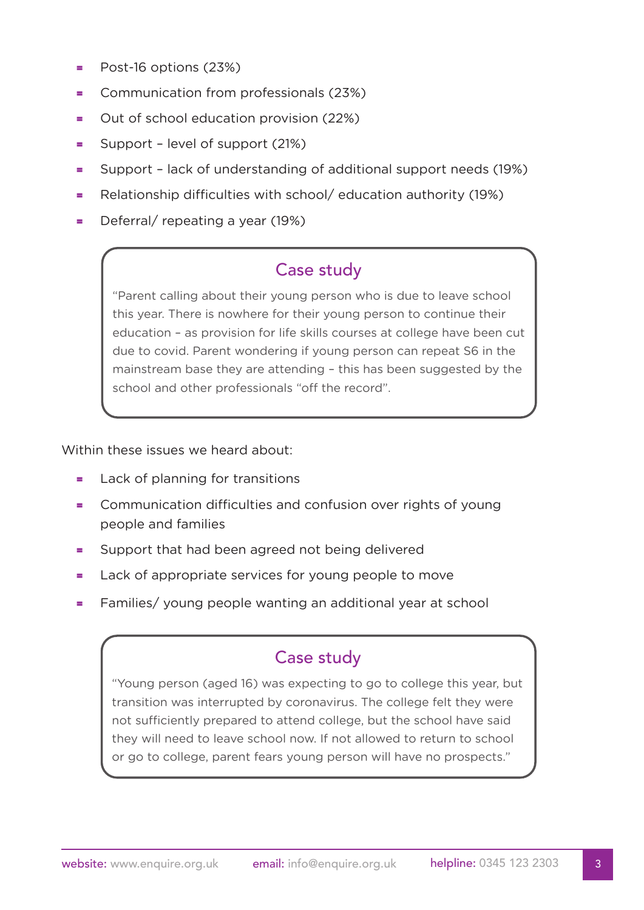- Post-16 options (23%)
- Communication from professionals (23%)
- Out of school education provision (22%)
- Support – level of support (21%)
- Support – lack of understanding of additional support needs (19%)
- Relationship difficulties with school/ education authority (19%)
- Deferral/ repeating a year (19%)

### Case study

"Parent calling about their young person who is due to leave school this year. There is nowhere for their young person to continue their education – as provision for life skills courses at college have been cut due to covid. Parent wondering if young person can repeat S6 in the mainstream base they are attending – this has been suggested by the school and other professionals "off the record".

Within these issues we heard about:

- Lack of planning for transitions
- Communication difficulties and confusion over rights of young people and families
- Support that had been agreed not being delivered
- Lack of appropriate services for young people to move
- Families/ young people wanting an additional year at school

### Case study

"Young person (aged 16) was expecting to go to college this year, but transition was interrupted by coronavirus. The college felt they were not sufficiently prepared to attend college, but the school have said they will need to leave school now. If not allowed to return to school or go to college, parent fears young person will have no prospects."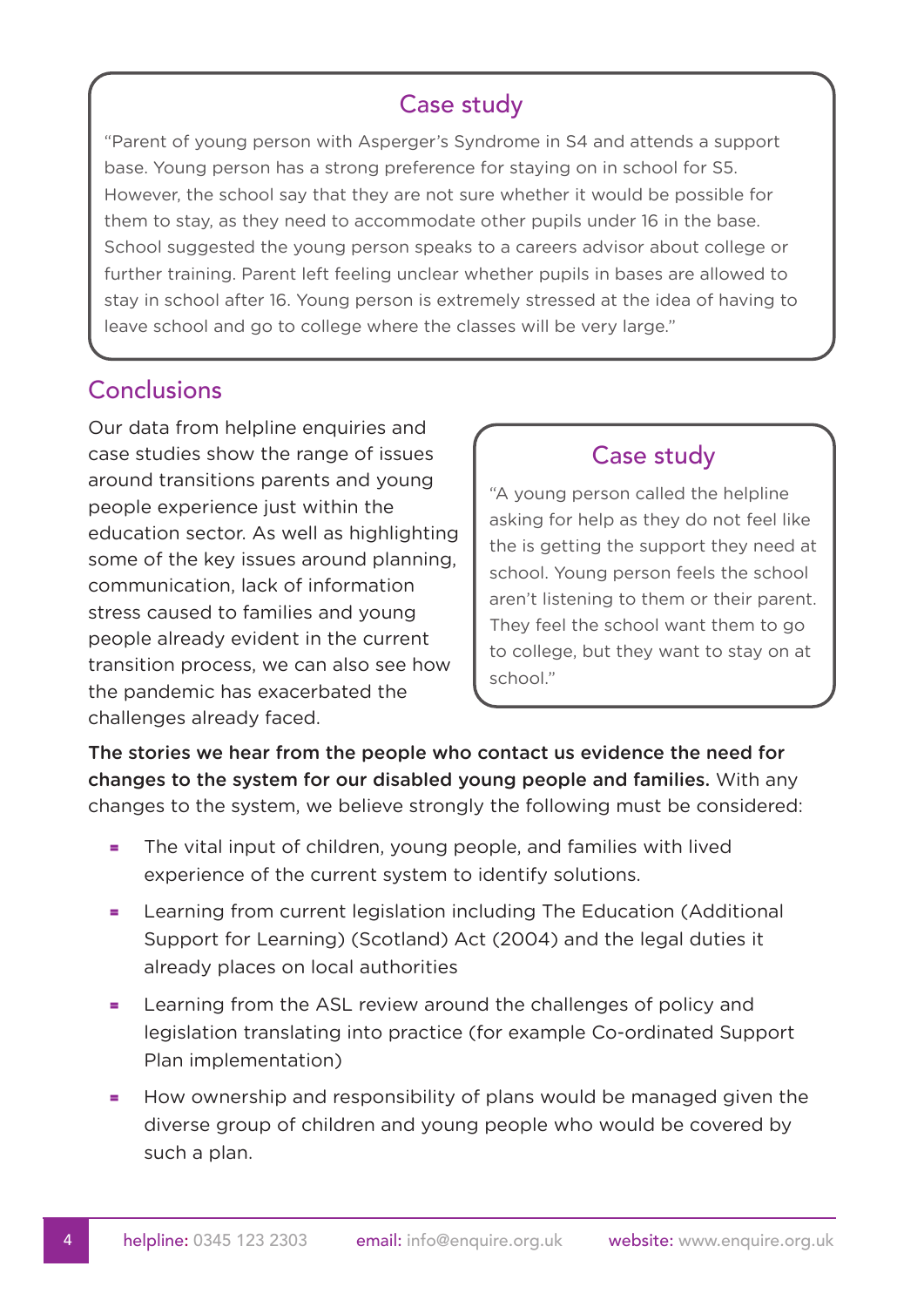### Case study

"Parent of young person with Asperger's Syndrome in S4 and attends a support base. Young person has a strong preference for staying on in school for S5. However, the school say that they are not sure whether it would be possible for them to stay, as they need to accommodate other pupils under 16 in the base. School suggested the young person speaks to a careers advisor about college or further training. Parent left feeling unclear whether pupils in bases are allowed to stay in school after 16. Young person is extremely stressed at the idea of having to leave school and go to college where the classes will be very large."

## Conclusions

Our data from helpline enquiries and case studies show the range of issues around transitions parents and young people experience just within the education sector. As well as highlighting some of the key issues around planning, communication, lack of information stress caused to families and young people already evident in the current transition process, we can also see how the pandemic has exacerbated the challenges already faced.

### Case study

"A young person called the helpline asking for help as they do not feel like the is getting the support they need at school. Young person feels the school aren't listening to them or their parent. They feel the school want them to go to college, but they want to stay on at school."

**The stories we hear from the people who contact us evidence the need for changes to the system for our disabled young people and families.** With any changes to the system, we believe strongly the following must be considered:

- The vital input of children, young people, and families with lived experience of the current system to identify solutions.
- Learning from current legislation including The Education (Additional Support for Learning) (Scotland) Act (2004) and the legal duties it already places on local authorities
- Learning from the ASL review around the challenges of policy and legislation translating into practice (for example Co-ordinated Support Plan implementation)
- How ownership and responsibility of plans would be managed given the diverse group of children and young people who would be covered by such a plan.